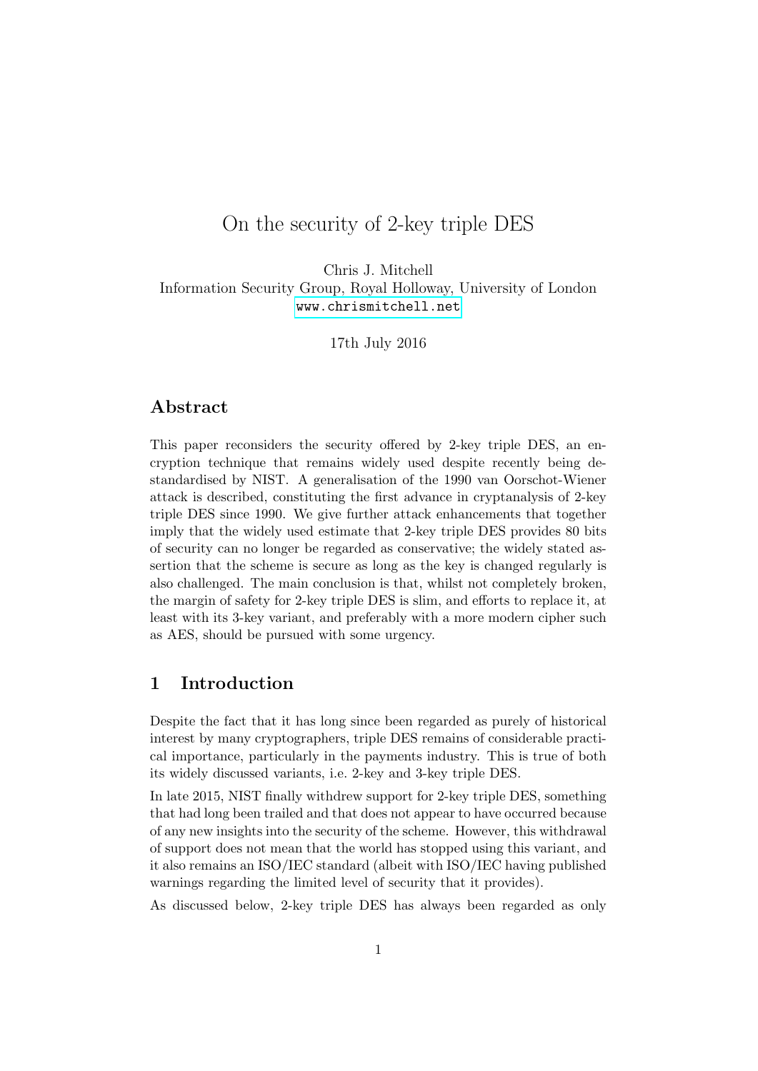# On the security of 2-key triple DES

Chris J. Mitchell
Information Security Group, Royal Holloway, University of London
www.chrismitchell.net

17th July 2016

## Abstract

This paper reconsiders the security offered by 2-key triple DES, an encryption technique that remains widely used despite recently being de-standardised by NIST. A generalisation of the 1990 van Oorschot-Wiener attack is described, constituting the first advance in cryptanalysis of 2-key triple DES since 1990. We give further attack enhancements that together imply that the widely used estimate that 2-key triple DES provides 80 bits of security can no longer be regarded as conservative; the widely stated assertion that the scheme is secure as long as the key is changed regularly is also challenged. The main conclusion is that, whilst not completely broken, the margin of safety for 2-key triple DES is slim, and efforts to replace it, at least with its 3-key variant, and preferably with a more modern cipher such as AES, should be pursued with some urgency.

## 1 Introduction

Despite the fact that it has long since been regarded as purely of historical interest by many cryptographers, triple DES remains of considerable practical importance, particularly in the payments industry. This is true of both its widely discussed variants, i.e. 2-key and 3-key triple DES.

In late 2015, NIST finally withdrew support for 2-key triple DES, something that had long been trailed and that does not appear to have occurred because of any new insights into the security of the scheme. However, this withdrawal of support does not mean that the world has stopped using this variant, and it also remains an ISO/IEC standard (albeit with ISO/IEC having published warnings regarding the limited level of security that it provides).

As discussed below, 2-key triple DES has always been regarded as only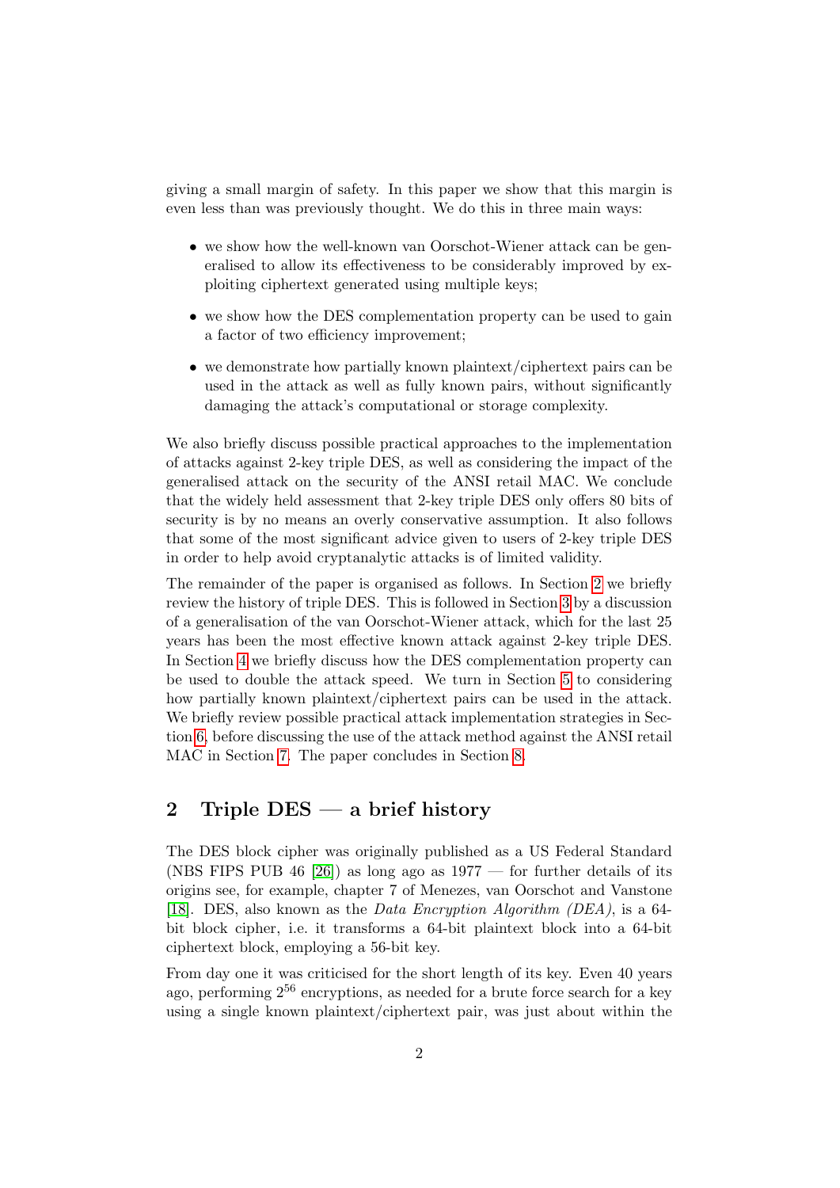giving a small margin of safety. In this paper we show that this margin is even less than was previously thought. We do this in three main ways:

- we show how the well-known van Oorschot-Wiener attack can be generalised to allow its effectiveness to be considerably improved by exploiting ciphertext generated using multiple keys;
- we show how the DES complementation property can be used to gain a factor of two efficiency improvement;
- we demonstrate how partially known plaintext/ciphertext pairs can be used in the attack as well as fully known pairs, without significantly damaging the attack's computational or storage complexity.

We also briefly discuss possible practical approaches to the implementation of attacks against 2-key triple DES, as well as considering the impact of the generalised attack on the security of the ANSI retail MAC. We conclude that the widely held assessment that 2-key triple DES only offers 80 bits of security is by no means an overly conservative assumption. It also follows that some of the most significant advice given to users of 2-key triple DES in order to help avoid cryptanalytic attacks is of limited validity.

The remainder of the paper is organised as follows. In Section 2 we briefly review the history of triple DES. This is followed in Section 3 by a discussion of a generalisation of the van Oorschot-Wiener attack, which for the last 25 years has been the most effective known attack against 2-key triple DES. In Section 4 we briefly discuss how the DES complementation property can be used to double the attack speed. We turn in Section 5 to considering how partially known plaintext/ciphertext pairs can be used in the attack. We briefly review possible practical attack implementation strategies in Section 6, before discussing the use of the attack method against the ANSI retail MAC in Section 7. The paper concludes in Section 8.

## 2 Triple DES — a brief history

The DES block cipher was originally published as a US Federal Standard (NBS FIPS PUB 46 [26]) as long ago as 1977 — for further details of its origins see, for example, chapter 7 of Menezes, van Oorschot and Vanstone [18]. DES, also known as the *Data Encryption Algorithm (DEA)*, is a 64-bit block cipher, i.e. it transforms a 64-bit plaintext block into a 64-bit ciphertext block, employing a 56-bit key.

From day one it was criticised for the short length of its key. Even 40 years ago, performing $2^{56}$ encryptions, as needed for a brute force search for a key using a single known plaintext/ciphertext pair, was just about within the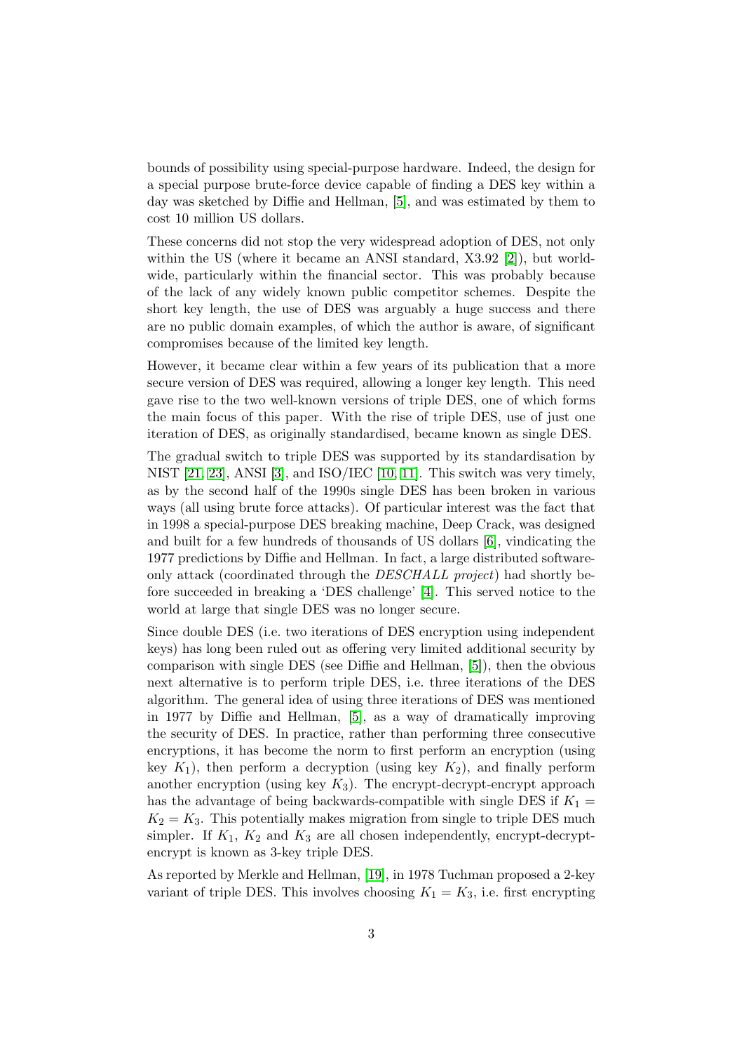bounds of possibility using special-purpose hardware. Indeed, the design for a special purpose brute-force device capable of finding a DES key within a day was sketched by Diffie and Hellman, [5], and was estimated by them to cost 10 million US dollars.

These concerns did not stop the very widespread adoption of DES, not only within the US (where it became an ANSI standard, X3.92 [2]), but worldwide, particularly within the financial sector. This was probably because of the lack of any widely known public competitor schemes. Despite the short key length, the use of DES was arguably a huge success and there are no public domain examples, of which the author is aware, of significant compromises because of the limited key length.

However, it became clear within a few years of its publication that a more secure version of DES was required, allowing a longer key length. This need gave rise to the two well-known versions of triple DES, one of which forms the main focus of this paper. With the rise of triple DES, use of just one iteration of DES, as originally standardised, became known as single DES.

The gradual switch to triple DES was supported by its standardisation by NIST [21, 23], ANSI [3], and ISO/IEC [10, 11]. This switch was very timely, as by the second half of the 1990s single DES has been broken in various ways (all using brute force attacks). Of particular interest was the fact that in 1998 a special-purpose DES breaking machine, Deep Crack, was designed and built for a few hundreds of thousands of US dollars [6], vindicating the 1977 predictions by Diffie and Hellman. In fact, a large distributed software-only attack (coordinated through the *DESCHALL project*) had shortly before succeeded in breaking a 'DES challenge' [4]. This served notice to the world at large that single DES was no longer secure.

Since double DES (i.e. two iterations of DES encryption using independent keys) has long been ruled out as offering very limited additional security by comparison with single DES (see Diffie and Hellman, [5]), then the obvious next alternative is to perform triple DES, i.e. three iterations of the DES algorithm. The general idea of using three iterations of DES was mentioned in 1977 by Diffie and Hellman, [5], as a way of dramatically improving the security of DES. In practice, rather than performing three consecutive encryptions, it has become the norm to first perform an encryption (using key $K_1$), then perform a decryption (using key $K_2$), and finally perform another encryption (using key $K_3$). The encrypt-decrypt-encrypt approach has the advantage of being backwards-compatible with single DES if $K_1 = K_2 = K_3$. This potentially makes migration from single to triple DES much simpler. If $K_1$, $K_2$ and $K_3$ are all chosen independently, encrypt-decrypt-encrypt is known as 3-key triple DES.

As reported by Merkle and Hellman, [19], in 1978 Tuchman proposed a 2-key variant of triple DES. This involves choosing $K_1 = K_3$, i.e. first encrypting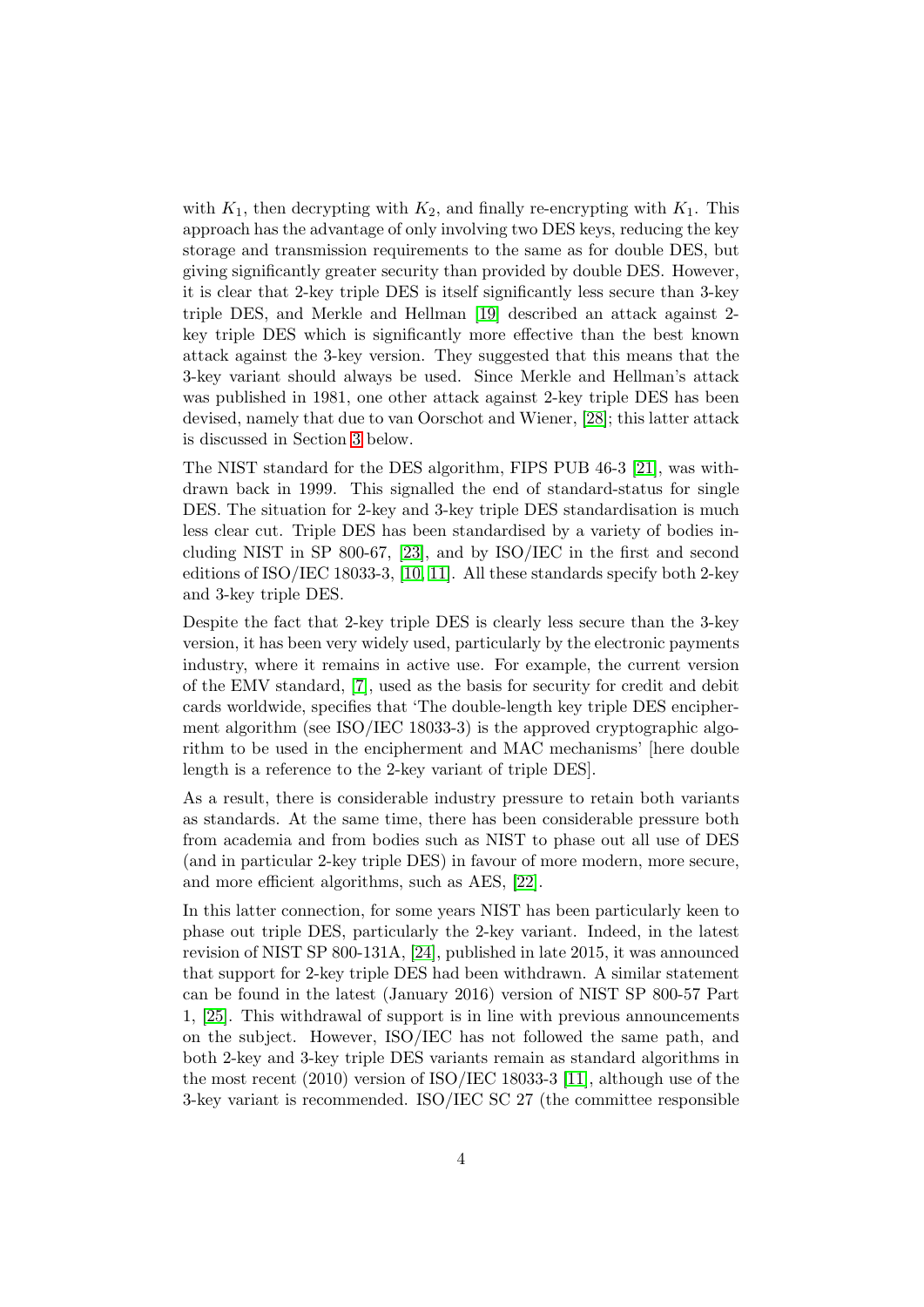with $K_1$, then decrypting with $K_2$, and finally re-encrypting with $K_1$. This approach has the advantage of only involving two DES keys, reducing the key storage and transmission requirements to the same as for double DES, but giving significantly greater security than provided by double DES. However, it is clear that 2-key triple DES is itself significantly less secure than 3-key triple DES, and Merkle and Hellman [19] described an attack against 2-key triple DES which is significantly more effective than the best known attack against the 3-key version. They suggested that this means that the 3-key variant should always be used. Since Merkle and Hellman's attack was published in 1981, one other attack against 2-key triple DES has been devised, namely that due to van Oorschot and Wiener, [28]; this latter attack is discussed in Section 3 below.

The NIST standard for the DES algorithm, FIPS PUB 46-3 [21], was withdrawn back in 1999. This signalled the end of standard-status for single DES. The situation for 2-key and 3-key triple DES standardisation is much less clear cut. Triple DES has been standardised by a variety of bodies including NIST in SP 800-67, [23], and by ISO/IEC in the first and second editions of ISO/IEC 18033-3, [10, 11]. All these standards specify both 2-key and 3-key triple DES.

Despite the fact that 2-key triple DES is clearly less secure than the 3-key version, it has been very widely used, particularly by the electronic payments industry, where it remains in active use. For example, the current version of the EMV standard, [7], used as the basis for security for credit and debit cards worldwide, specifies that 'The double-length key triple DES encipherment algorithm (see ISO/IEC 18033-3) is the approved cryptographic algorithm to be used in the encipherment and MAC mechanisms' [here double length is a reference to the 2-key variant of triple DES].

As a result, there is considerable industry pressure to retain both variants as standards. At the same time, there has been considerable pressure both from academia and from bodies such as NIST to phase out all use of DES (and in particular 2-key triple DES) in favour of more modern, more secure, and more efficient algorithms, such as AES, [22].

In this latter connection, for some years NIST has been particularly keen to phase out triple DES, particularly the 2-key variant. Indeed, in the latest revision of NIST SP 800-131A, [24], published in late 2015, it was announced that support for 2-key triple DES had been withdrawn. A similar statement can be found in the latest (January 2016) version of NIST SP 800-57 Part 1, [25]. This withdrawal of support is in line with previous announcements on the subject. However, ISO/IEC has not followed the same path, and both 2-key and 3-key triple DES variants remain as standard algorithms in the most recent (2010) version of ISO/IEC 18033-3 [11], although use of the 3-key variant is recommended. ISO/IEC SC 27 (the committee responsible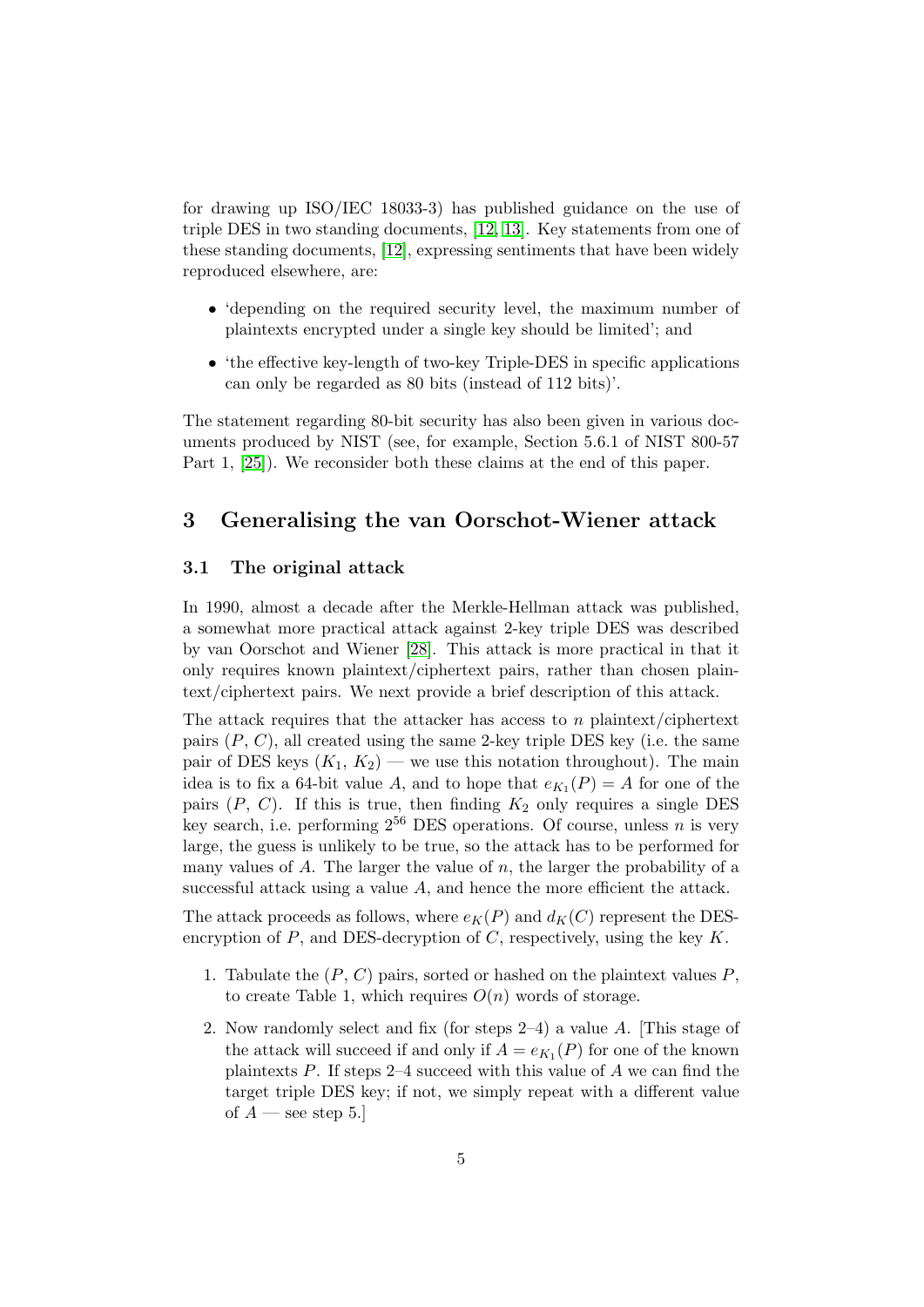for drawing up ISO/IEC 18033-3) has published guidance on the use of triple DES in two standing documents, [12, 13]. Key statements from one of these standing documents, [12], expressing sentiments that have been widely reproduced elsewhere, are:

- 'depending on the required security level, the maximum number of plaintexts encrypted under a single key should be limited'; and
- 'the effective key-length of two-key Triple-DES in specific applications can only be regarded as 80 bits (instead of 112 bits)'.

The statement regarding 80-bit security has also been given in various documents produced by NIST (see, for example, Section 5.6.1 of NIST 800-57 Part 1, [25]). We reconsider both these claims at the end of this paper.

## 3 Generalising the van Oorschot-Wiener attack

### 3.1 The original attack

In 1990, almost a decade after the Merkle-Hellman attack was published, a somewhat more practical attack against 2-key triple DES was described by van Oorschot and Wiener [28]. This attack is more practical in that it only requires known plaintext/ciphertext pairs, rather than chosen plaintext/ciphertext pairs. We next provide a brief description of this attack.

The attack requires that the attacker has access to $n$ plaintext/ciphertext pairs ($P$, $C$), all created using the same 2-key triple DES key (i.e. the same pair of DES keys ($K_1$, $K_2$) — we use this notation throughout). The main idea is to fix a 64-bit value $A$, and to hope that $e_{K_1}(P) = A$ for one of the pairs ($P$, $C$). If this is true, then finding $K_2$ only requires a single DES key search, i.e. performing $2^{56}$ DES operations. Of course, unless $n$ is very large, the guess is unlikely to be true, so the attack has to be performed for many values of $A$. The larger the value of $n$, the larger the probability of a successful attack using a value $A$, and hence the more efficient the attack.

The attack proceeds as follows, where $e_K(P)$ and $d_K(C)$ represent the DES-encryption of $P$, and DES-decryption of $C$, respectively, using the key $K$.

1. Tabulate the ($P$, $C$) pairs, sorted or hashed on the plaintext values $P$, to create Table 1, which requires $O(n)$ words of storage.
2. Now randomly select and fix (for steps 2–4) a value $A$. [This stage of the attack will succeed if and only if $A = e_{K_1}(P)$ for one of the known plaintexts $P$. If steps 2–4 succeed with this value of $A$ we can find the target triple DES key; if not, we simply repeat with a different value of $A$ — see step 5.]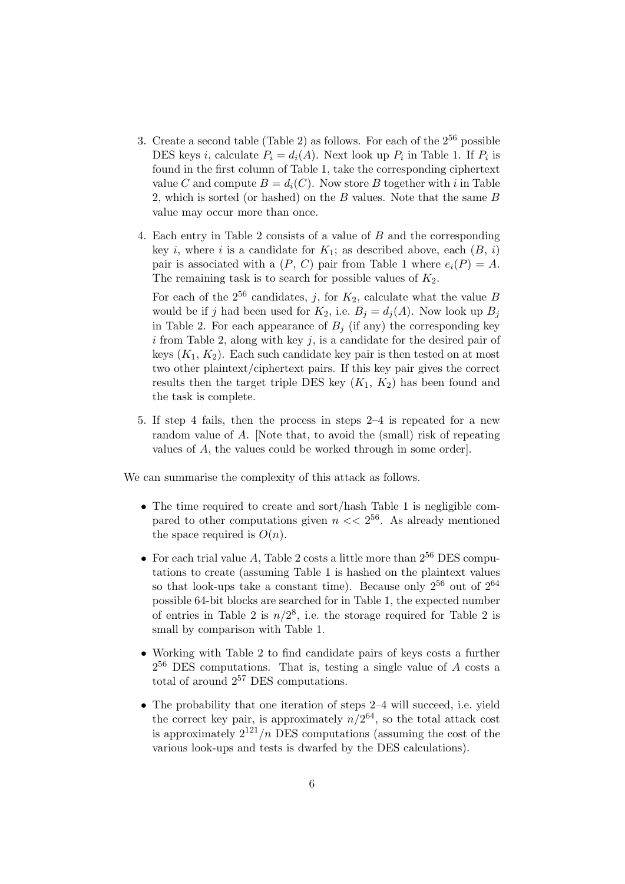3. Create a second table (Table 2) as follows. For each of the $2^{56}$ possible DES keys $i$, calculate $P_i = d_i(A)$. Next look up $P_i$ in Table 1. If $P_i$ is found in the first column of Table 1, take the corresponding ciphertext value $C$ and compute $B = d_i(C)$. Now store $B$ together with $i$ in Table 2, which is sorted (or hashed) on the $B$ values. Note that the same $B$ value may occur more than once.

4. Each entry in Table 2 consists of a value of $B$ and the corresponding key $i$, where $i$ is a candidate for $K_1$; as described above, each ($B$, $i$) pair is associated with a ($P$, $C$) pair from Table 1 where $e_i(P) = A$. The remaining task is to search for possible values of $K_2$.

   For each of the $2^{56}$ candidates, $j$, for $K_2$, calculate what the value $B$ would be if $j$ had been used for $K_2$, i.e. $B_j = d_j(A)$. Now look up $B_j$ in Table 2. For each appearance of $B_j$ (if any) the corresponding key $i$ from Table 2, along with key $j$, is a candidate for the desired pair of keys ($K_1$, $K_2$). Each such candidate key pair is then tested on at most two other plaintext/ciphertext pairs. If this key pair gives the correct results then the target triple DES key ($K_1$, $K_2$) has been found and the task is complete.

5. If step 4 fails, then the process in steps 2–4 is repeated for a new random value of $A$. [Note that, to avoid the (small) risk of repeating values of $A$, the values could be worked through in some order].

We can summarise the complexity of this attack as follows.

- The time required to create and sort/hash Table 1 is negligible compared to other computations given $n << 2^{56}$. As already mentioned the space required is $O(n)$.
- For each trial value $A$, Table 2 costs a little more than $2^{56}$ DES computations to create (assuming Table 1 is hashed on the plaintext values so that look-ups take a constant time). Because only $2^{56}$ out of $2^{64}$ possible 64-bit blocks are searched for in Table 1, the expected number of entries in Table 2 is $n/2^8$, i.e. the storage required for Table 2 is small by comparison with Table 1.
- Working with Table 2 to find candidate pairs of keys costs a further $2^{56}$ DES computations. That is, testing a single value of $A$ costs a total of around $2^{57}$ DES computations.
- The probability that one iteration of steps 2–4 will succeed, i.e. yield the correct key pair, is approximately $n/2^{64}$, so the total attack cost is approximately $2^{121}/n$ DES computations (assuming the cost of the various look-ups and tests is dwarfed by the DES calculations).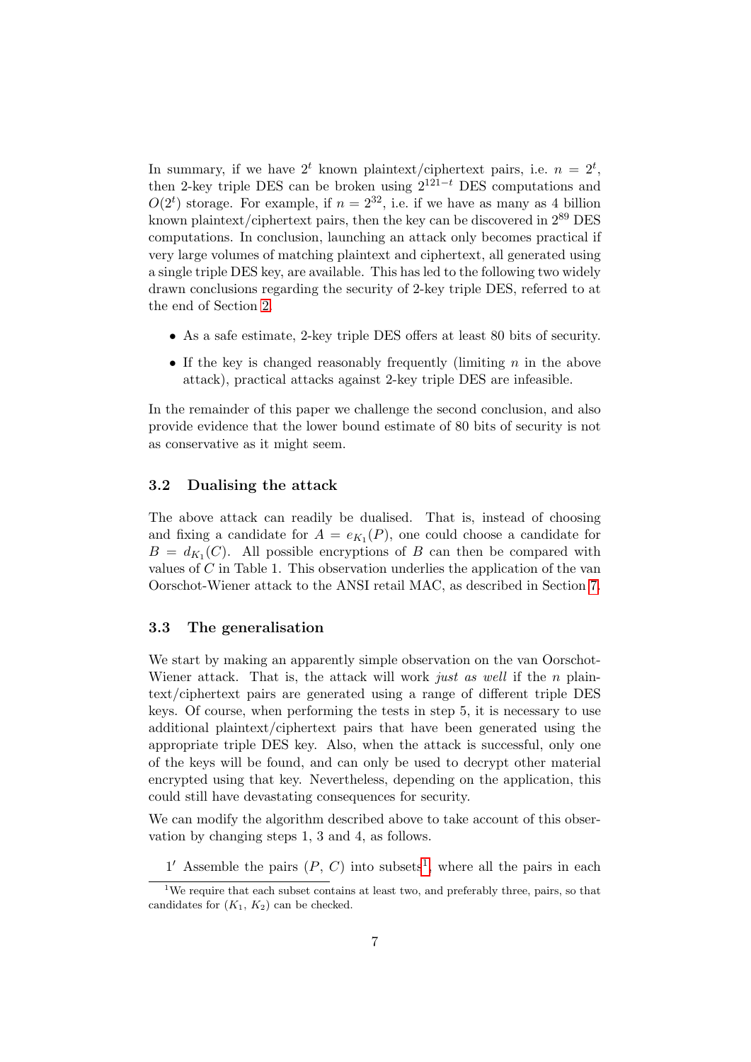In summary, if we have $2^t$ known plaintext/ciphertext pairs, i.e. $n = 2^t$, then 2-key triple DES can be broken using $2^{121-t}$ DES computations and $O(2^t)$ storage. For example, if $n = 2^{32}$, i.e. if we have as many as 4 billion known plaintext/ciphertext pairs, then the key can be discovered in $2^{89}$ DES computations. In conclusion, launching an attack only becomes practical if very large volumes of matching plaintext and ciphertext, all generated using a single triple DES key, are available. This has led to the following two widely drawn conclusions regarding the security of 2-key triple DES, referred to at the end of Section 2.

- As a safe estimate, 2-key triple DES offers at least 80 bits of security.
- If the key is changed reasonably frequently (limiting $n$ in the above attack), practical attacks against 2-key triple DES are infeasible.

In the remainder of this paper we challenge the second conclusion, and also provide evidence that the lower bound estimate of 80 bits of security is not as conservative as it might seem.

### 3.2 Dualising the attack

The above attack can readily be dualised. That is, instead of choosing and fixing a candidate for $A = e_{K_1}(P)$, one could choose a candidate for $B = d_{K_1}(C)$. All possible encryptions of $B$ can then be compared with values of $C$ in Table 1. This observation underlies the application of the van Oorschot-Wiener attack to the ANSI retail MAC, as described in Section 7.

### 3.3 The generalisation

We start by making an apparently simple observation on the van Oorschot-Wiener attack. That is, the attack will work *just as well* if the $n$ plaintext/ciphertext pairs are generated using a range of different triple DES keys. Of course, when performing the tests in step 5, it is necessary to use additional plaintext/ciphertext pairs that have been generated using the appropriate triple DES key. Also, when the attack is successful, only one of the keys will be found, and can only be used to decrypt other material encrypted using that key. Nevertheless, depending on the application, this could still have devastating consequences for security.

We can modify the algorithm described above to take account of this observation by changing steps 1, 3 and 4, as follows.

1′ Assemble the pairs ($P$, $C$) into subsets[1], where all the pairs in each

[1] We require that each subset contains at least two, and preferably three, pairs, so that candidates for ($K_1$, $K_2$) can be checked.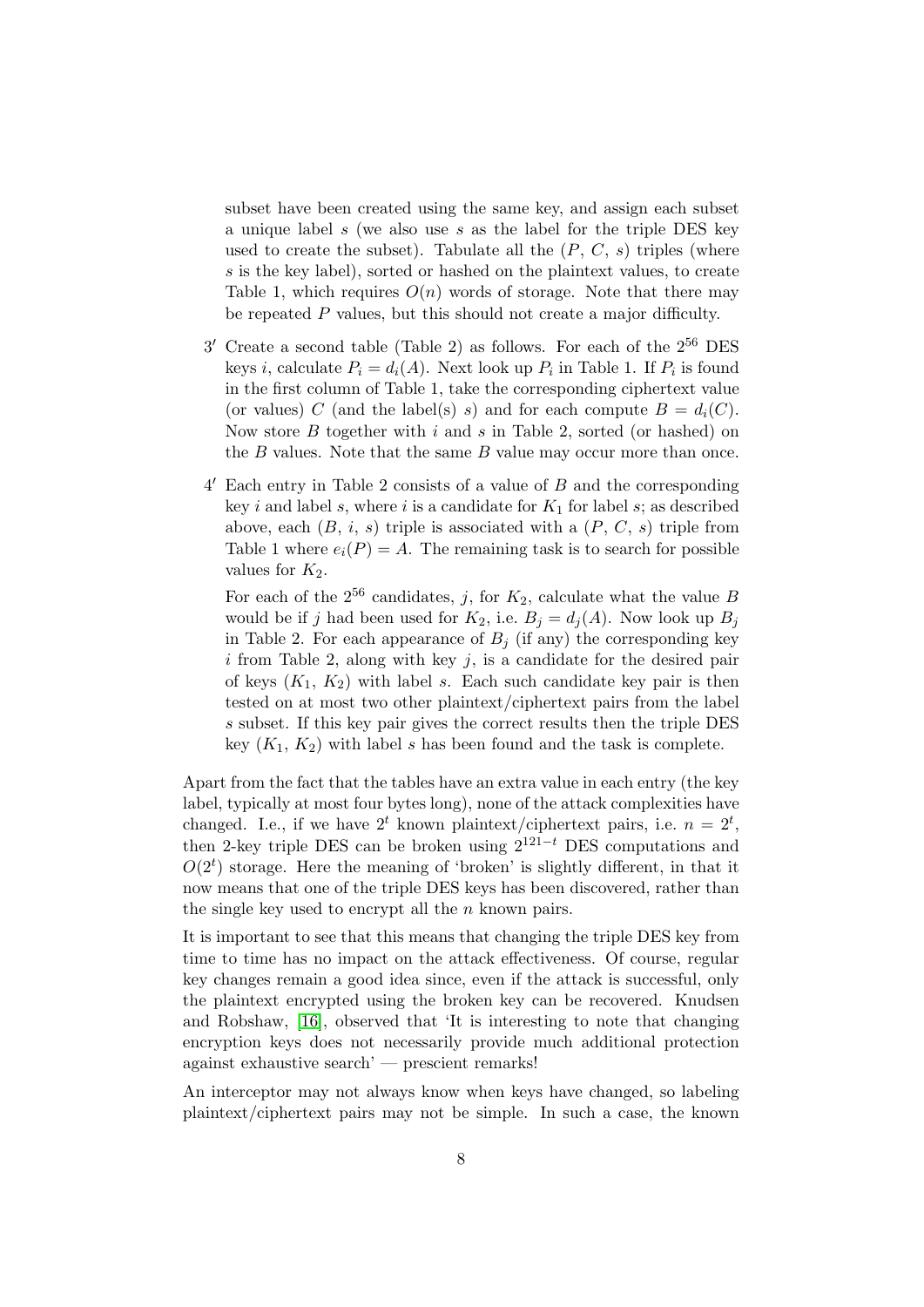subset have been created using the same key, and assign each subset a unique label $s$ (we also use $s$ as the label for the triple DES key used to create the subset). Tabulate all the ($P$, $C$, $s$) triples (where $s$ is the key label), sorted or hashed on the plaintext values, to create Table 1, which requires $O(n)$ words of storage. Note that there may be repeated $P$ values, but this should not create a major difficulty.

3′ Create a second table (Table 2) as follows. For each of the $2^{56}$ DES keys $i$, calculate $P_i = d_i(A)$. Next look up $P_i$ in Table 1. If $P_i$ is found in the first column of Table 1, take the corresponding ciphertext value (or values) $C$ (and the label(s) $s$) and for each compute $B = d_i(C)$. Now store $B$ together with $i$ and $s$ in Table 2, sorted (or hashed) on the $B$ values. Note that the same $B$ value may occur more than once.

4′ Each entry in Table 2 consists of a value of $B$ and the corresponding key $i$ and label $s$, where $i$ is a candidate for $K_1$ for label $s$; as described above, each ($B$, $i$, $s$) triple is associated with a ($P$, $C$, $s$) triple from Table 1 where $e_i(P) = A$. The remaining task is to search for possible values for $K_2$.

For each of the $2^{56}$ candidates, $j$, for $K_2$, calculate what the value $B$ would be if $j$ had been used for $K_2$, i.e. $B_j = d_j(A)$. Now look up $B_j$ in Table 2. For each appearance of $B_j$ (if any) the corresponding key $i$ from Table 2, along with key $j$, is a candidate for the desired pair of keys ($K_1$, $K_2$) with label $s$. Each such candidate key pair is then tested on at most two other plaintext/ciphertext pairs from the label $s$ subset. If this key pair gives the correct results then the triple DES key ($K_1$, $K_2$) with label $s$ has been found and the task is complete.

Apart from the fact that the tables have an extra value in each entry (the key label, typically at most four bytes long), none of the attack complexities have changed. I.e., if we have $2^t$ known plaintext/ciphertext pairs, i.e. $n = 2^t$, then 2-key triple DES can be broken using $2^{121-t}$ DES computations and $O(2^t)$ storage. Here the meaning of 'broken' is slightly different, in that it now means that one of the triple DES keys has been discovered, rather than the single key used to encrypt all the $n$ known pairs.

It is important to see that this means that changing the triple DES key from time to time has no impact on the attack effectiveness. Of course, regular key changes remain a good idea since, even if the attack is successful, only the plaintext encrypted using the broken key can be recovered. Knudsen and Robshaw, [16], observed that 'It is interesting to note that changing encryption keys does not necessarily provide much additional protection against exhaustive search' — prescient remarks!

An interceptor may not always know when keys have changed, so labeling plaintext/ciphertext pairs may not be simple. In such a case, the known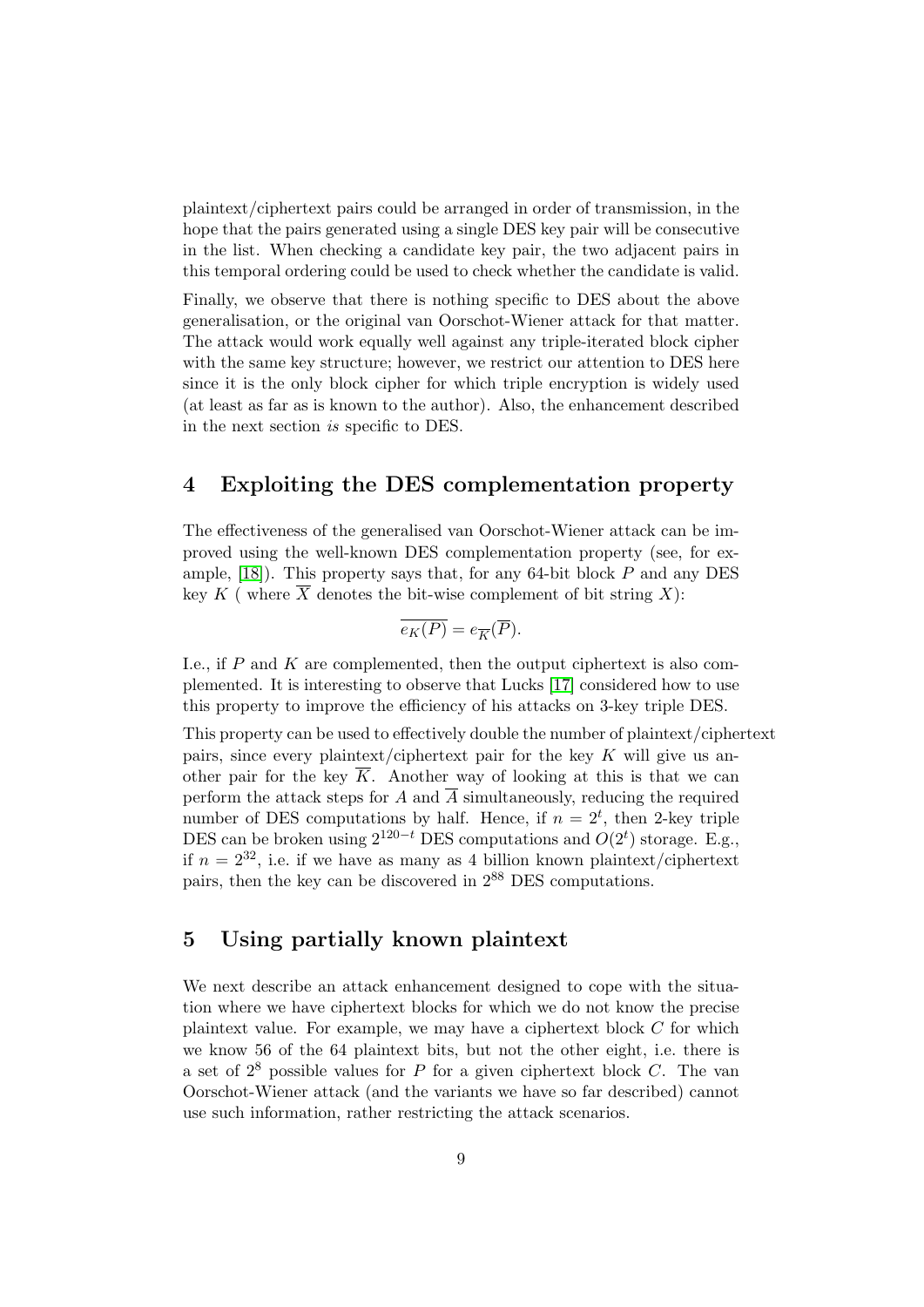plaintext/ciphertext pairs could be arranged in order of transmission, in the hope that the pairs generated using a single DES key pair will be consecutive in the list. When checking a candidate key pair, the two adjacent pairs in this temporal ordering could be used to check whether the candidate is valid.

Finally, we observe that there is nothing specific to DES about the above generalisation, or the original van Oorschot-Wiener attack for that matter. The attack would work equally well against any triple-iterated block cipher with the same key structure; however, we restrict our attention to DES here since it is the only block cipher for which triple encryption is widely used (at least as far as is known to the author). Also, the enhancement described in the next section *is* specific to DES.

## 4 Exploiting the DES complementation property

The effectiveness of the generalised van Oorschot-Wiener attack can be improved using the well-known DES complementation property (see, for example, [18]). This property says that, for any 64-bit block $P$ and any DES key $K$ ( where $\overline{X}$ denotes the bit-wise complement of bit string $X$):

$$\overline{e_K(P)} = e_{\overline{K}}(\overline{P}).$$

I.e., if $P$ and $K$ are complemented, then the output ciphertext is also complemented. It is interesting to observe that Lucks [17] considered how to use this property to improve the efficiency of his attacks on 3-key triple DES.

This property can be used to effectively double the number of plaintext/ciphertext pairs, since every plaintext/ciphertext pair for the key $K$ will give us another pair for the key $\overline{K}$. Another way of looking at this is that we can perform the attack steps for $A$ and $\overline{A}$ simultaneously, reducing the required number of DES computations by half. Hence, if $n = 2^t$, then 2-key triple DES can be broken using $2^{120-t}$ DES computations and $O(2^t)$ storage. E.g., if $n = 2^{32}$, i.e. if we have as many as 4 billion known plaintext/ciphertext pairs, then the key can be discovered in $2^{88}$ DES computations.

## 5 Using partially known plaintext

We next describe an attack enhancement designed to cope with the situation where we have ciphertext blocks for which we do not know the precise plaintext value. For example, we may have a ciphertext block $C$ for which we know 56 of the 64 plaintext bits, but not the other eight, i.e. there is a set of $2^8$ possible values for $P$ for a given ciphertext block $C$. The van Oorschot-Wiener attack (and the variants we have so far described) cannot use such information, rather restricting the attack scenarios.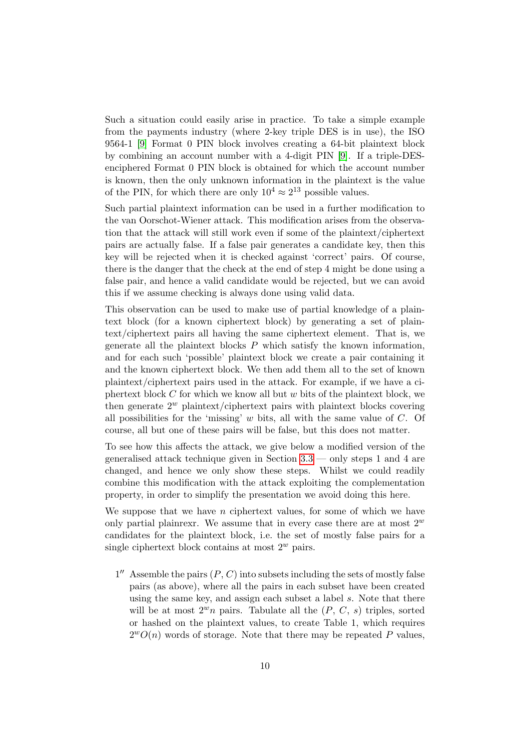Such a situation could easily arise in practice. To take a simple example from the payments industry (where 2-key triple DES is in use), the ISO 9564-1 [9] Format 0 PIN block involves creating a 64-bit plaintext block by combining an account number with a 4-digit PIN [9]. If a triple-DES-enciphered Format 0 PIN block is obtained for which the account number is known, then the only unknown information in the plaintext is the value of the PIN, for which there are only $10^4 \approx 2^{13}$ possible values.

Such partial plaintext information can be used in a further modification to the van Oorschot-Wiener attack. This modification arises from the observation that the attack will still work even if some of the plaintext/ciphertext pairs are actually false. If a false pair generates a candidate key, then this key will be rejected when it is checked against 'correct' pairs. Of course, there is the danger that the check at the end of step 4 might be done using a false pair, and hence a valid candidate would be rejected, but we can avoid this if we assume checking is always done using valid data.

This observation can be used to make use of partial knowledge of a plaintext block (for a known ciphertext block) by generating a set of plaintext/ciphertext pairs all having the same ciphertext element. That is, we generate all the plaintext blocks $P$ which satisfy the known information, and for each such 'possible' plaintext block we create a pair containing it and the known ciphertext block. We then add them all to the set of known plaintext/ciphertext pairs used in the attack. For example, if we have a ciphertext block $C$ for which we know all but $w$ bits of the plaintext block, we then generate $2^w$ plaintext/ciphertext pairs with plaintext blocks covering all possibilities for the 'missing' $w$ bits, all with the same value of $C$. Of course, all but one of these pairs will be false, but this does not matter.

To see how this affects the attack, we give below a modified version of the generalised attack technique given in Section 3.3 — only steps 1 and 4 are changed, and hence we only show these steps. Whilst we could readily combine this modification with the attack exploiting the complementation property, in order to simplify the presentation we avoid doing this here.

We suppose that we have $n$ ciphertext values, for some of which we have only partial plainrexr. We assume that in every case there are at most $2^w$ candidates for the plaintext block, i.e. the set of mostly false pairs for a single ciphertext block contains at most $2^w$ pairs.

1$''$ Assemble the pairs $(P, C)$ into subsets including the sets of mostly false pairs (as above), where all the pairs in each subset have been created using the same key, and assign each subset a label $s$. Note that there will be at most $2^w n$ pairs. Tabulate all the $(P, C, s)$ triples, sorted or hashed on the plaintext values, to create Table 1, which requires $2^w O(n)$ words of storage. Note that there may be repeated $P$ values,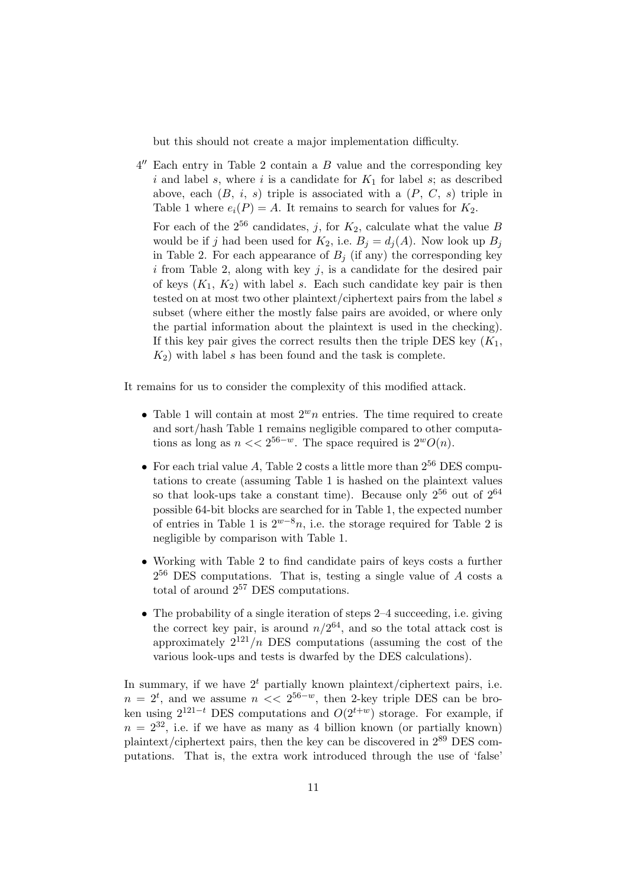but this should not create a major implementation difficulty.

4″ Each entry in Table 2 contain a $B$ value and the corresponding key $i$ and label $s$, where $i$ is a candidate for $K_1$ for label $s$; as described above, each ($B$, $i$, $s$) triple is associated with a ($P$, $C$, $s$) triple in Table 1 where $e_i(P) = A$. It remains to search for values for $K_2$.

   For each of the $2^{56}$ candidates, $j$, for $K_2$, calculate what the value $B$ would be if $j$ had been used for $K_2$, i.e. $B_j = d_j(A)$. Now look up $B_j$ in Table 2. For each appearance of $B_j$ (if any) the corresponding key $i$ from Table 2, along with key $j$, is a candidate for the desired pair of keys ($K_1$, $K_2$) with label $s$. Each such candidate key pair is then tested on at most two other plaintext/ciphertext pairs from the label $s$ subset (where either the mostly false pairs are avoided, or where only the partial information about the plaintext is used in the checking). If this key pair gives the correct results then the triple DES key ($K_1$, $K_2$) with label $s$ has been found and the task is complete.

It remains for us to consider the complexity of this modified attack.

- Table 1 will contain at most $2^w n$ entries. The time required to create and sort/hash Table 1 remains negligible compared to other computations as long as $n << 2^{56-w}$. The space required is $2^w O(n)$.
- For each trial value $A$, Table 2 costs a little more than $2^{56}$ DES computations to create (assuming Table 1 is hashed on the plaintext values so that look-ups take a constant time). Because only $2^{56}$ out of $2^{64}$ possible 64-bit blocks are searched for in Table 1, the expected number of entries in Table 1 is $2^{w-8}n$, i.e. the storage required for Table 2 is negligible by comparison with Table 1.
- Working with Table 2 to find candidate pairs of keys costs a further $2^{56}$ DES computations. That is, testing a single value of $A$ costs a total of around $2^{57}$ DES computations.
- The probability of a single iteration of steps 2–4 succeeding, i.e. giving the correct key pair, is around $n/2^{64}$, and so the total attack cost is approximately $2^{121}/n$ DES computations (assuming the cost of the various look-ups and tests is dwarfed by the DES calculations).

In summary, if we have $2^t$ partially known plaintext/ciphertext pairs, i.e. $n = 2^t$, and we assume $n << 2^{56-w}$, then 2-key triple DES can be broken using $2^{121-t}$ DES computations and $O(2^{t+w})$ storage. For example, if $n = 2^{32}$, i.e. if we have as many as 4 billion known (or partially known) plaintext/ciphertext pairs, then the key can be discovered in $2^{89}$ DES computations. That is, the extra work introduced through the use of 'false'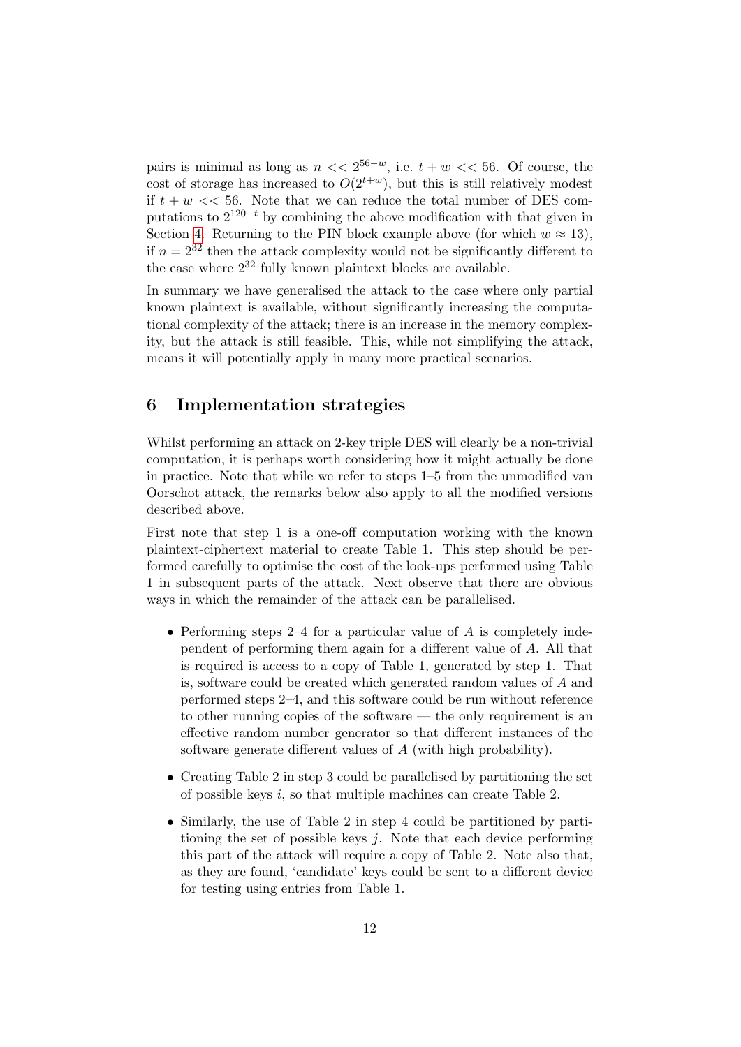pairs is minimal as long as $n << 2^{56-w}$, i.e. $t + w << 56$. Of course, the cost of storage has increased to $O(2^{t+w})$, but this is still relatively modest if $t + w << 56$. Note that we can reduce the total number of DES computations to $2^{120-t}$ by combining the above modification with that given in Section 4. Returning to the PIN block example above (for which $w \approx 13$), if $n = 2^{32}$ then the attack complexity would not be significantly different to the case where $2^{32}$ fully known plaintext blocks are available.

In summary we have generalised the attack to the case where only partial known plaintext is available, without significantly increasing the computational complexity of the attack; there is an increase in the memory complexity, but the attack is still feasible. This, while not simplifying the attack, means it will potentially apply in many more practical scenarios.

## 6 Implementation strategies

Whilst performing an attack on 2-key triple DES will clearly be a non-trivial computation, it is perhaps worth considering how it might actually be done in practice. Note that while we refer to steps 1–5 from the unmodified van Oorschot attack, the remarks below also apply to all the modified versions described above.

First note that step 1 is a one-off computation working with the known plaintext-ciphertext material to create Table 1. This step should be performed carefully to optimise the cost of the look-ups performed using Table 1 in subsequent parts of the attack. Next observe that there are obvious ways in which the remainder of the attack can be parallelised.

- Performing steps 2–4 for a particular value of $A$ is completely independent of performing them again for a different value of $A$. All that is required is access to a copy of Table 1, generated by step 1. That is, software could be created which generated random values of $A$ and performed steps 2–4, and this software could be run without reference to other running copies of the software — the only requirement is an effective random number generator so that different instances of the software generate different values of $A$ (with high probability).
- Creating Table 2 in step 3 could be parallelised by partitioning the set of possible keys $i$, so that multiple machines can create Table 2.
- Similarly, the use of Table 2 in step 4 could be partitioned by partitioning the set of possible keys $j$. Note that each device performing this part of the attack will require a copy of Table 2. Note also that, as they are found, 'candidate' keys could be sent to a different device for testing using entries from Table 1.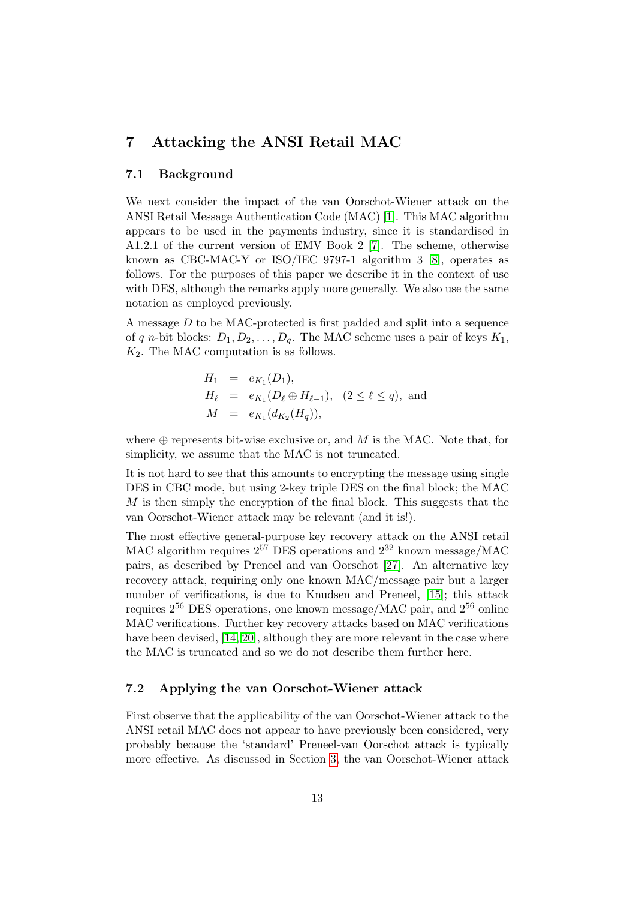## 7 Attacking the ANSI Retail MAC

### 7.1 Background

We next consider the impact of the van Oorschot-Wiener attack on the ANSI Retail Message Authentication Code (MAC) [1]. This MAC algorithm appears to be used in the payments industry, since it is standardised in A1.2.1 of the current version of EMV Book 2 [7]. The scheme, otherwise known as CBC-MAC-Y or ISO/IEC 9797-1 algorithm 3 [8], operates as follows. For the purposes of this paper we describe it in the context of use with DES, although the remarks apply more generally. We also use the same notation as employed previously.

A message $D$ to be MAC-protected is first padded and split into a sequence of $q$ $n$-bit blocks: $D_1, D_2, \ldots, D_q$. The MAC scheme uses a pair of keys $K_1$, $K_2$. The MAC computation is as follows.

$$
\begin{aligned}
H_1 &= e_{K_1}(D_1), \\
H_\ell &= e_{K_1}(D_\ell \oplus H_{\ell-1}), \quad (2 \leq \ell \leq q), \text{ and} \\
M &= e_{K_1}(d_{K_2}(H_q)),
\end{aligned}
$$

where $\oplus$ represents bit-wise exclusive or, and $M$ is the MAC. Note that, for simplicity, we assume that the MAC is not truncated.

It is not hard to see that this amounts to encrypting the message using single DES in CBC mode, but using 2-key triple DES on the final block; the MAC $M$ is then simply the encryption of the final block. This suggests that the van Oorschot-Wiener attack may be relevant (and it is!).

The most effective general-purpose key recovery attack on the ANSI retail MAC algorithm requires $2^{57}$ DES operations and $2^{32}$ known message/MAC pairs, as described by Preneel and van Oorschot [27]. An alternative key recovery attack, requiring only one known MAC/message pair but a larger number of verifications, is due to Knudsen and Preneel, [15]; this attack requires $2^{56}$ DES operations, one known message/MAC pair, and $2^{56}$ online MAC verifications. Further key recovery attacks based on MAC verifications have been devised, [14, 20], although they are more relevant in the case where the MAC is truncated and so we do not describe them further here.

### 7.2 Applying the van Oorschot-Wiener attack

First observe that the applicability of the van Oorschot-Wiener attack to the ANSI retail MAC does not appear to have previously been considered, very probably because the 'standard' Preneel-van Oorschot attack is typically more effective. As discussed in Section 3, the van Oorschot-Wiener attack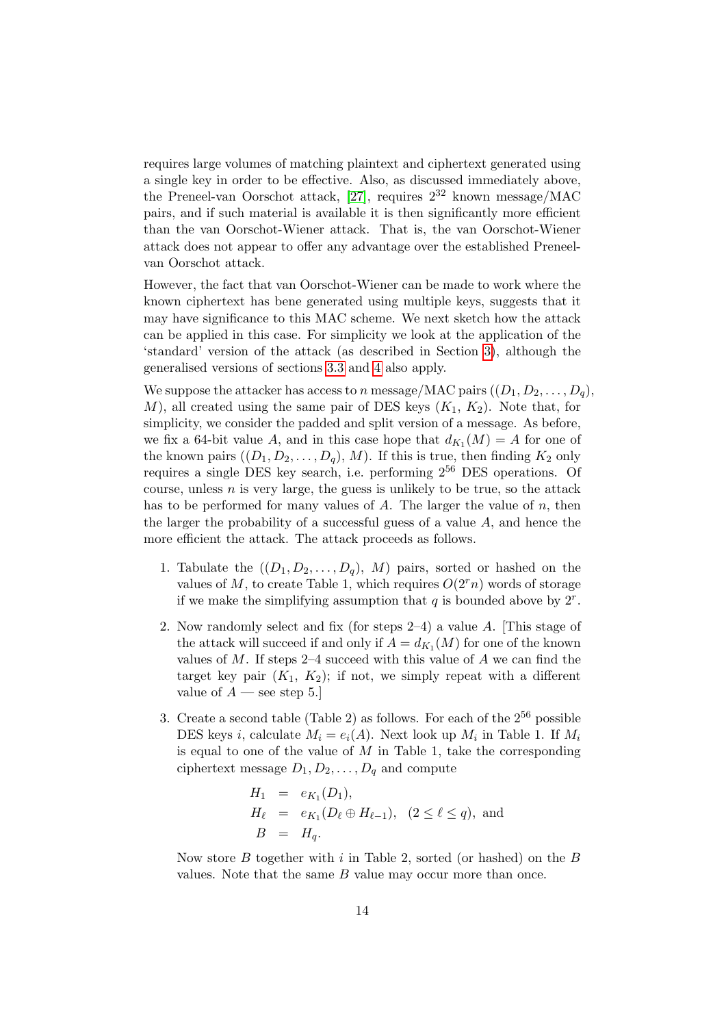requires large volumes of matching plaintext and ciphertext generated using a single key in order to be effective. Also, as discussed immediately above, the Preneel-van Oorschot attack, [27], requires $2^{32}$ known message/MAC pairs, and if such material is available it is then significantly more efficient than the van Oorschot-Wiener attack. That is, the van Oorschot-Wiener attack does not appear to offer any advantage over the established Preneel-van Oorschot attack.

However, the fact that van Oorschot-Wiener can be made to work where the known ciphertext has bene generated using multiple keys, suggests that it may have significance to this MAC scheme. We next sketch how the attack can be applied in this case. For simplicity we look at the application of the 'standard' version of the attack (as described in Section 3), although the generalised versions of sections 3.3 and 4 also apply.

We suppose the attacker has access to $n$ message/MAC pairs $((D_1, D_2, \ldots, D_q), M)$, all created using the same pair of DES keys $(K_1, K_2)$. Note that, for simplicity, we consider the padded and split version of a message. As before, we fix a 64-bit value $A$, and in this case hope that $d_{K_1}(M) = A$ for one of the known pairs $((D_1, D_2, \ldots, D_q), M)$. If this is true, then finding $K_2$ only requires a single DES key search, i.e. performing $2^{56}$ DES operations. Of course, unless $n$ is very large, the guess is unlikely to be true, so the attack has to be performed for many values of $A$. The larger the value of $n$, then the larger the probability of a successful guess of a value $A$, and hence the more efficient the attack. The attack proceeds as follows.

1. Tabulate the $((D_1, D_2, \ldots, D_q), M)$ pairs, sorted or hashed on the values of $M$, to create Table 1, which requires $O(2^r n)$ words of storage if we make the simplifying assumption that $q$ is bounded above by $2^r$.

2. Now randomly select and fix (for steps 2–4) a value $A$. [This stage of the attack will succeed if and only if $A = d_{K_1}(M)$ for one of the known values of $M$. If steps 2–4 succeed with this value of $A$ we can find the target key pair $(K_1, K_2)$; if not, we simply repeat with a different value of $A$ — see step 5.]

3. Create a second table (Table 2) as follows. For each of the $2^{56}$ possible DES keys $i$, calculate $M_i = e_i(A)$. Next look up $M_i$ in Table 1. If $M_i$ is equal to one of the value of $M$ in Table 1, take the corresponding ciphertext message $D_1, D_2, \ldots, D_q$ and compute

$$
\begin{aligned}
H_1 &= e_{K_1}(D_1), \\
H_\ell &= e_{K_1}(D_\ell \oplus H_{\ell-1}), \quad (2 \leq \ell \leq q), \text{ and} \\
B &= H_q.
\end{aligned}
$$

Now store $B$ together with $i$ in Table 2, sorted (or hashed) on the $B$ values. Note that the same $B$ value may occur more than once.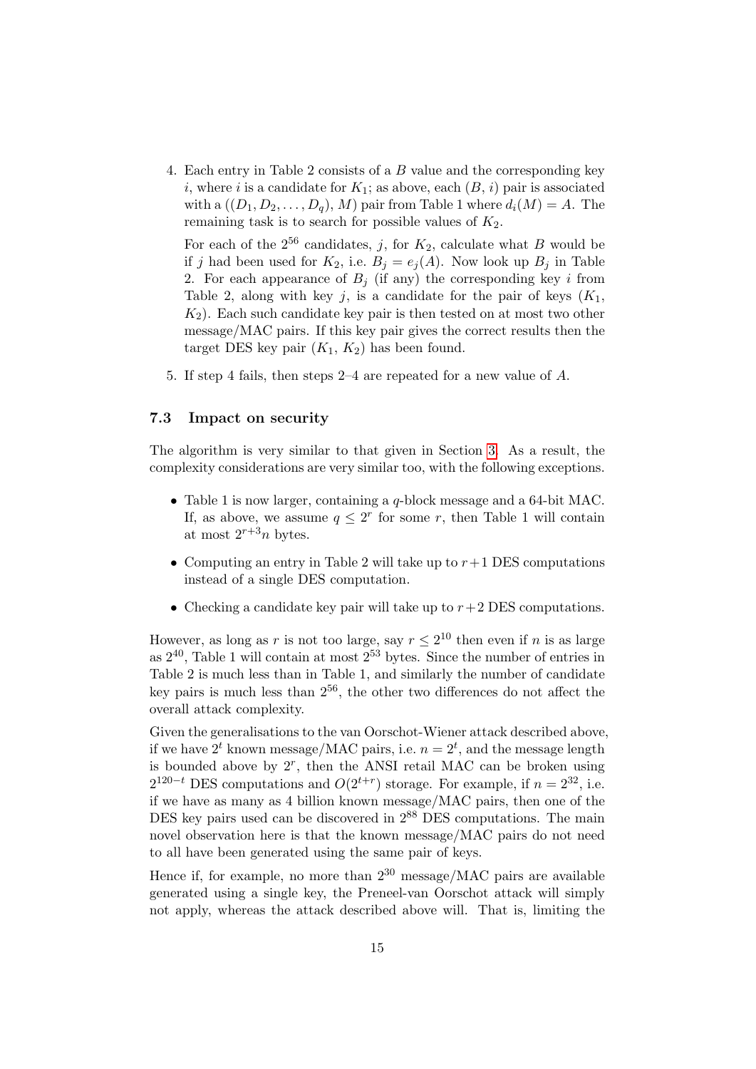4. Each entry in Table 2 consists of a $B$ value and the corresponding key $i$, where $i$ is a candidate for $K_1$; as above, each $(B, i)$ pair is associated with a $((D_1, D_2, \ldots, D_q), M)$ pair from Table 1 where $d_i(M) = A$. The remaining task is to search for possible values of $K_2$.

   For each of the $2^{56}$ candidates, $j$, for $K_2$, calculate what $B$ would be if $j$ had been used for $K_2$, i.e. $B_j = e_j(A)$. Now look up $B_j$ in Table 2. For each appearance of $B_j$ (if any) the corresponding key $i$ from Table 2, along with key $j$, is a candidate for the pair of keys ($K_1$, $K_2$). Each such candidate key pair is then tested on at most two other message/MAC pairs. If this key pair gives the correct results then the target DES key pair ($K_1$, $K_2$) has been found.

5. If step 4 fails, then steps 2–4 are repeated for a new value of $A$.

### 7.3 Impact on security

The algorithm is very similar to that given in Section 3. As a result, the complexity considerations are very similar too, with the following exceptions.

- Table 1 is now larger, containing a $q$-block message and a 64-bit MAC. If, as above, we assume $q \leq 2^r$ for some $r$, then Table 1 will contain at most $2^{r+3}n$ bytes.
- Computing an entry in Table 2 will take up to $r+1$ DES computations instead of a single DES computation.
- Checking a candidate key pair will take up to $r+2$ DES computations.

However, as long as $r$ is not too large, say $r \leq 2^{10}$ then even if $n$ is as large as $2^{40}$, Table 1 will contain at most $2^{53}$ bytes. Since the number of entries in Table 2 is much less than in Table 1, and similarly the number of candidate key pairs is much less than $2^{56}$, the other two differences do not affect the overall attack complexity.

Given the generalisations to the van Oorschot-Wiener attack described above, if we have $2^t$ known message/MAC pairs, i.e. $n = 2^t$, and the message length is bounded above by $2^r$, then the ANSI retail MAC can be broken using $2^{120-t}$ DES computations and $O(2^{t+r})$ storage. For example, if $n = 2^{32}$, i.e. if we have as many as 4 billion known message/MAC pairs, then one of the DES key pairs used can be discovered in $2^{88}$ DES computations. The main novel observation here is that the known message/MAC pairs do not need to all have been generated using the same pair of keys.

Hence if, for example, no more than $2^{30}$ message/MAC pairs are available generated using a single key, the Preneel-van Oorschot attack will simply not apply, whereas the attack described above will. That is, limiting the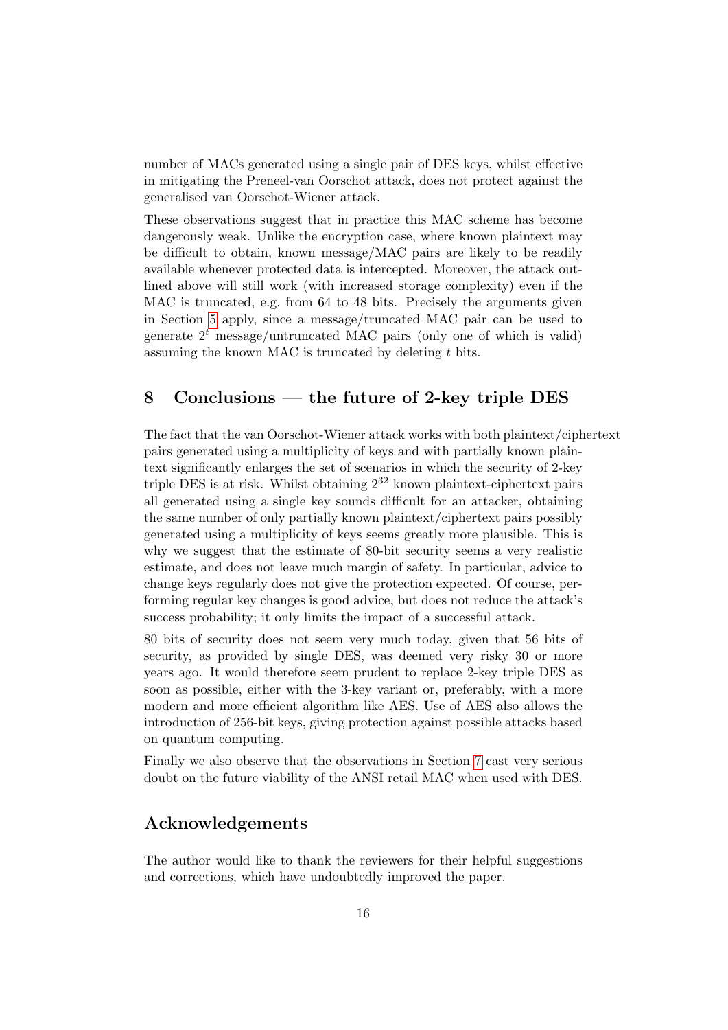number of MACs generated using a single pair of DES keys, whilst effective in mitigating the Preneel-van Oorschot attack, does not protect against the generalised van Oorschot-Wiener attack.

These observations suggest that in practice this MAC scheme has become dangerously weak. Unlike the encryption case, where known plaintext may be difficult to obtain, known message/MAC pairs are likely to be readily available whenever protected data is intercepted. Moreover, the attack outlined above will still work (with increased storage complexity) even if the MAC is truncated, e.g. from 64 to 48 bits. Precisely the arguments given in Section 5 apply, since a message/truncated MAC pair can be used to generate $2^t$ message/untruncated MAC pairs (only one of which is valid) assuming the known MAC is truncated by deleting $t$ bits.

## 8 Conclusions — the future of 2-key triple DES

The fact that the van Oorschot-Wiener attack works with both plaintext/ciphertext pairs generated using a multiplicity of keys and with partially known plaintext significantly enlarges the set of scenarios in which the security of 2-key triple DES is at risk. Whilst obtaining $2^{32}$ known plaintext-ciphertext pairs all generated using a single key sounds difficult for an attacker, obtaining the same number of only partially known plaintext/ciphertext pairs possibly generated using a multiplicity of keys seems greatly more plausible. This is why we suggest that the estimate of 80-bit security seems a very realistic estimate, and does not leave much margin of safety. In particular, advice to change keys regularly does not give the protection expected. Of course, performing regular key changes is good advice, but does not reduce the attack's success probability; it only limits the impact of a successful attack.

80 bits of security does not seem very much today, given that 56 bits of security, as provided by single DES, was deemed very risky 30 or more years ago. It would therefore seem prudent to replace 2-key triple DES as soon as possible, either with the 3-key variant or, preferably, with a more modern and more efficient algorithm like AES. Use of AES also allows the introduction of 256-bit keys, giving protection against possible attacks based on quantum computing.

Finally we also observe that the observations in Section 7 cast very serious doubt on the future viability of the ANSI retail MAC when used with DES.

## Acknowledgements

The author would like to thank the reviewers for their helpful suggestions and corrections, which have undoubtedly improved the paper.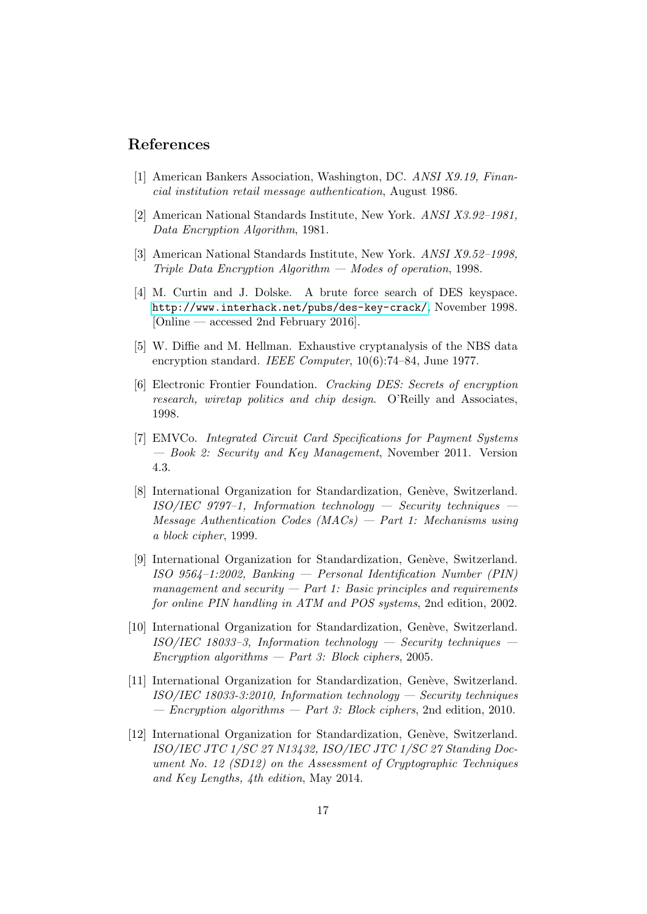## References

[1] American Bankers Association, Washington, DC. *ANSI X9.19, Financial institution retail message authentication*, August 1986.

[2] American National Standards Institute, New York. *ANSI X3.92–1981, Data Encryption Algorithm*, 1981.

[3] American National Standards Institute, New York. *ANSI X9.52–1998, Triple Data Encryption Algorithm — Modes of operation*, 1998.

[4] M. Curtin and J. Dolske. A brute force search of DES keyspace. `http://www.interhack.net/pubs/des-key-crack/`, November 1998. [Online — accessed 2nd February 2016].

[5] W. Diffie and M. Hellman. Exhaustive cryptanalysis of the NBS data encryption standard. *IEEE Computer*, 10(6):74–84, June 1977.

[6] Electronic Frontier Foundation. *Cracking DES: Secrets of encryption research, wiretap politics and chip design*. O'Reilly and Associates, 1998.

[7] EMVCo. *Integrated Circuit Card Specifications for Payment Systems — Book 2: Security and Key Management*, November 2011. Version 4.3.

[8] International Organization for Standardization, Genève, Switzerland. *ISO/IEC 9797–1, Information technology — Security techniques — Message Authentication Codes (MACs) — Part 1: Mechanisms using a block cipher*, 1999.

[9] International Organization for Standardization, Genève, Switzerland. *ISO 9564–1:2002, Banking — Personal Identification Number (PIN) management and security — Part 1: Basic principles and requirements for online PIN handling in ATM and POS systems*, 2nd edition, 2002.

[10] International Organization for Standardization, Genève, Switzerland. *ISO/IEC 18033–3, Information technology — Security techniques — Encryption algorithms — Part 3: Block ciphers*, 2005.

[11] International Organization for Standardization, Genève, Switzerland. *ISO/IEC 18033-3:2010, Information technology — Security techniques — Encryption algorithms — Part 3: Block ciphers*, 2nd edition, 2010.

[12] International Organization for Standardization, Genève, Switzerland. *ISO/IEC JTC 1/SC 27 N13432, ISO/IEC JTC 1/SC 27 Standing Document No. 12 (SD12) on the Assessment of Cryptographic Techniques and Key Lengths, 4th edition*, May 2014.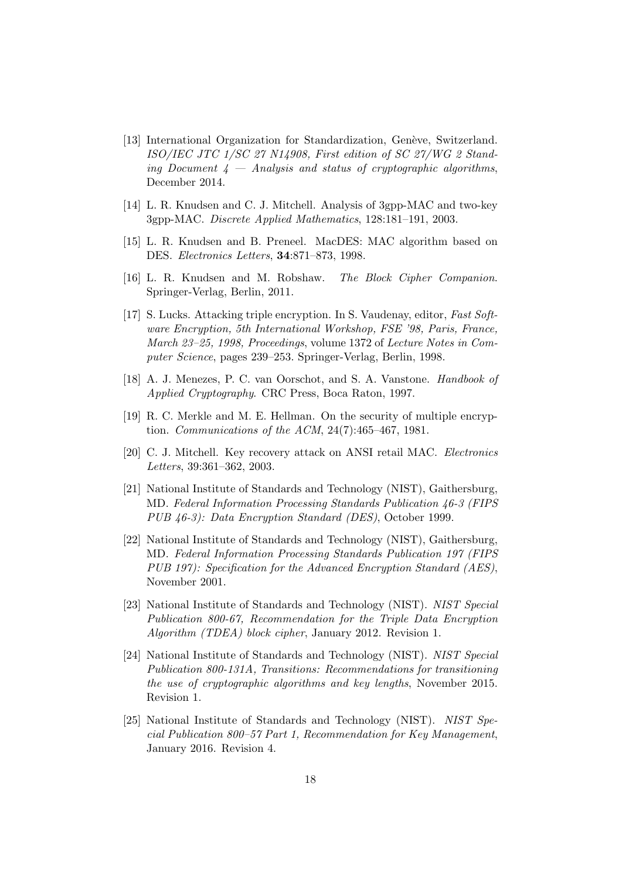[13] International Organization for Standardization, Genève, Switzerland. *ISO/IEC JTC 1/SC 27 N14908, First edition of SC 27/WG 2 Standing Document 4 — Analysis and status of cryptographic algorithms*, December 2014.

[14] L. R. Knudsen and C. J. Mitchell. Analysis of 3gpp-MAC and two-key 3gpp-MAC. *Discrete Applied Mathematics*, 128:181–191, 2003.

[15] L. R. Knudsen and B. Preneel. MacDES: MAC algorithm based on DES. *Electronics Letters*, **34**:871–873, 1998.

[16] L. R. Knudsen and M. Robshaw. *The Block Cipher Companion*. Springer-Verlag, Berlin, 2011.

[17] S. Lucks. Attacking triple encryption. In S. Vaudenay, editor, *Fast Software Encryption, 5th International Workshop, FSE '98, Paris, France, March 23–25, 1998, Proceedings*, volume 1372 of *Lecture Notes in Computer Science*, pages 239–253. Springer-Verlag, Berlin, 1998.

[18] A. J. Menezes, P. C. van Oorschot, and S. A. Vanstone. *Handbook of Applied Cryptography*. CRC Press, Boca Raton, 1997.

[19] R. C. Merkle and M. E. Hellman. On the security of multiple encryption. *Communications of the ACM*, 24(7):465–467, 1981.

[20] C. J. Mitchell. Key recovery attack on ANSI retail MAC. *Electronics Letters*, 39:361–362, 2003.

[21] National Institute of Standards and Technology (NIST), Gaithersburg, MD. *Federal Information Processing Standards Publication 46-3 (FIPS PUB 46-3): Data Encryption Standard (DES)*, October 1999.

[22] National Institute of Standards and Technology (NIST), Gaithersburg, MD. *Federal Information Processing Standards Publication 197 (FIPS PUB 197): Specification for the Advanced Encryption Standard (AES)*, November 2001.

[23] National Institute of Standards and Technology (NIST). *NIST Special Publication 800-67, Recommendation for the Triple Data Encryption Algorithm (TDEA) block cipher*, January 2012. Revision 1.

[24] National Institute of Standards and Technology (NIST). *NIST Special Publication 800-131A, Transitions: Recommendations for transitioning the use of cryptographic algorithms and key lengths*, November 2015. Revision 1.

[25] National Institute of Standards and Technology (NIST). *NIST Special Publication 800–57 Part 1, Recommendation for Key Management*, January 2016. Revision 4.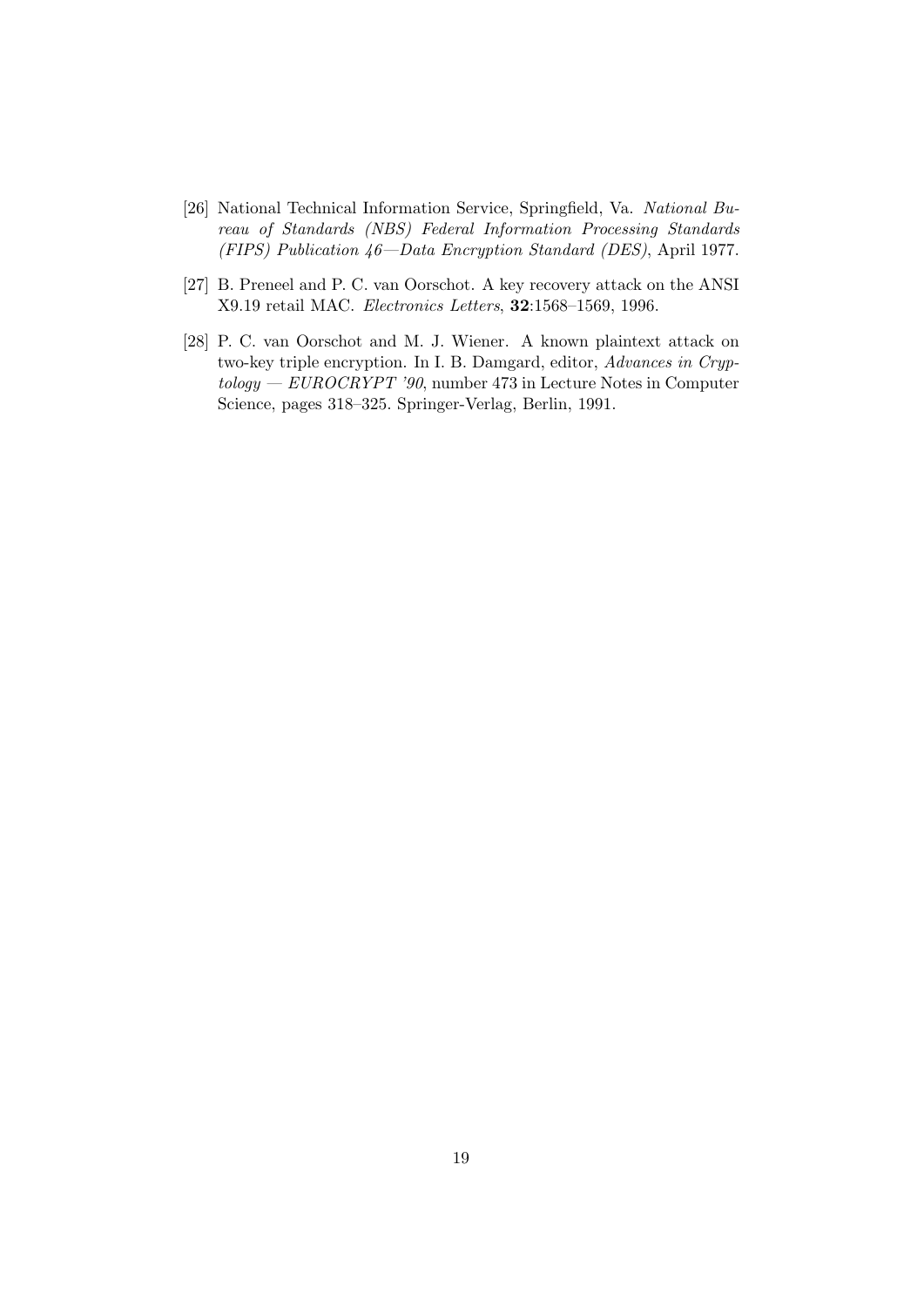[26] National Technical Information Service, Springfield, Va. *National Bureau of Standards (NBS) Federal Information Processing Standards (FIPS) Publication 46—Data Encryption Standard (DES)*, April 1977.

[27] B. Preneel and P. C. van Oorschot. A key recovery attack on the ANSI X9.19 retail MAC. *Electronics Letters*, **32**:1568–1569, 1996.

[28] P. C. van Oorschot and M. J. Wiener. A known plaintext attack on two-key triple encryption. In I. B. Damgard, editor, *Advances in Cryptology — EUROCRYPT '90*, number 473 in Lecture Notes in Computer Science, pages 318–325. Springer-Verlag, Berlin, 1991.